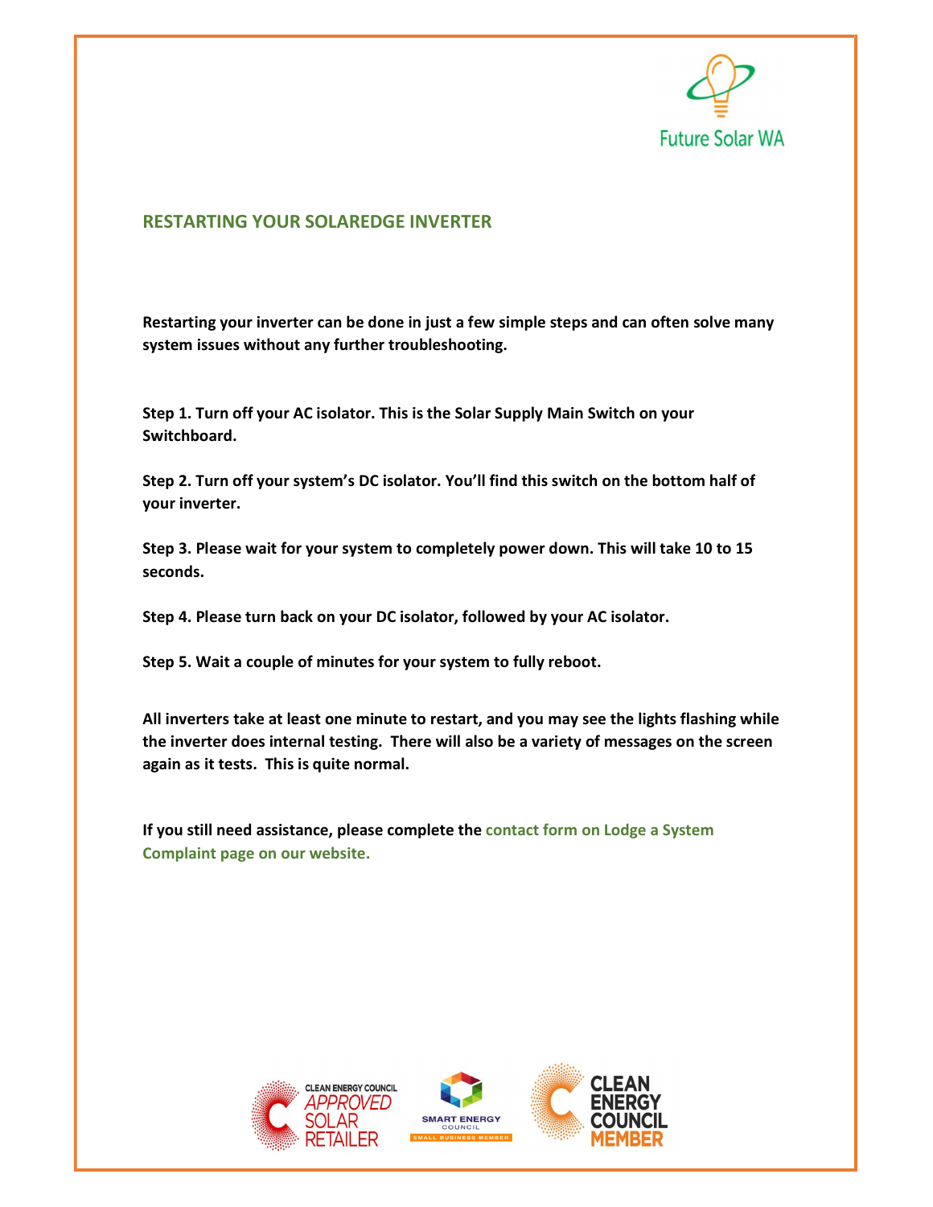## RESTARTING YOUR SOLAREDGE INVERTER

**Restarting your inverter can be done in just a few simple steps and can often solve many system issues without any further troubleshooting.**

**Step 1. Turn off your AC isolator. This is the Solar Supply Main Switch on your Switchboard.**

**Step 2. Turn off your system's DC isolator. You'll find this switch on the bottom half of your inverter.**

**Step 3. Please wait for your system to completely power down. This will take 10 to 15 seconds.**

**Step 4. Please turn back on your DC isolator, followed by your AC isolator.**

**Step 5. Wait a couple of minutes for your system to fully reboot.**

**All inverters take at least one minute to restart, and you may see the lights flashing while the inverter does internal testing. There will also be a variety of messages on the screen again as it tests. This is quite normal.**

**If you still need assistance, please complete the contact form on Lodge a System Complaint page on our website.**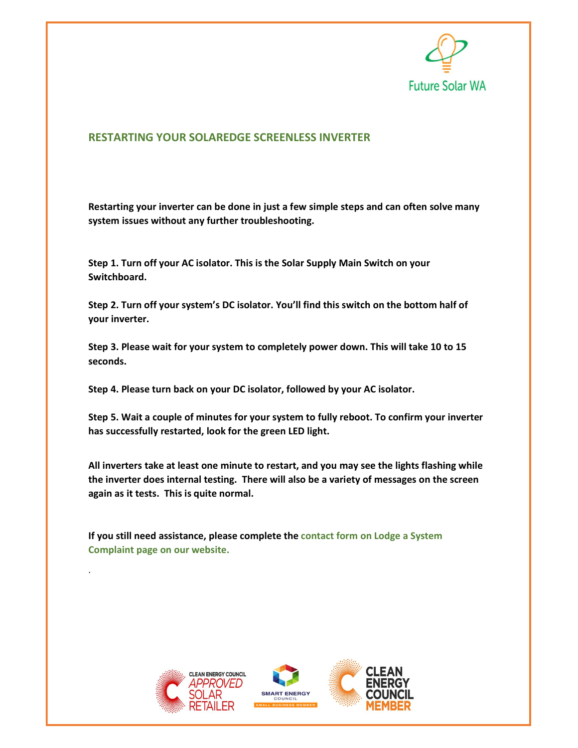## RESTARTING YOUR SOLAREDGE SCREENLESS INVERTER

**Restarting your inverter can be done in just a few simple steps and can often solve many system issues without any further troubleshooting.**

**Step 1. Turn off your AC isolator. This is the Solar Supply Main Switch on your Switchboard.**

**Step 2. Turn off your system's DC isolator. You'll find this switch on the bottom half of your inverter.**

**Step 3. Please wait for your system to completely power down. This will take 10 to 15 seconds.**

**Step 4. Please turn back on your DC isolator, followed by your AC isolator.**

**Step 5. Wait a couple of minutes for your system to fully reboot. To confirm your inverter has successfully restarted, look for the green LED light.**

**All inverters take at least one minute to restart, and you may see the lights flashing while the inverter does internal testing. There will also be a variety of messages on the screen again as it tests. This is quite normal.**

**If you still need assistance, please complete the contact form on Lodge a System Complaint page on our website.**

.